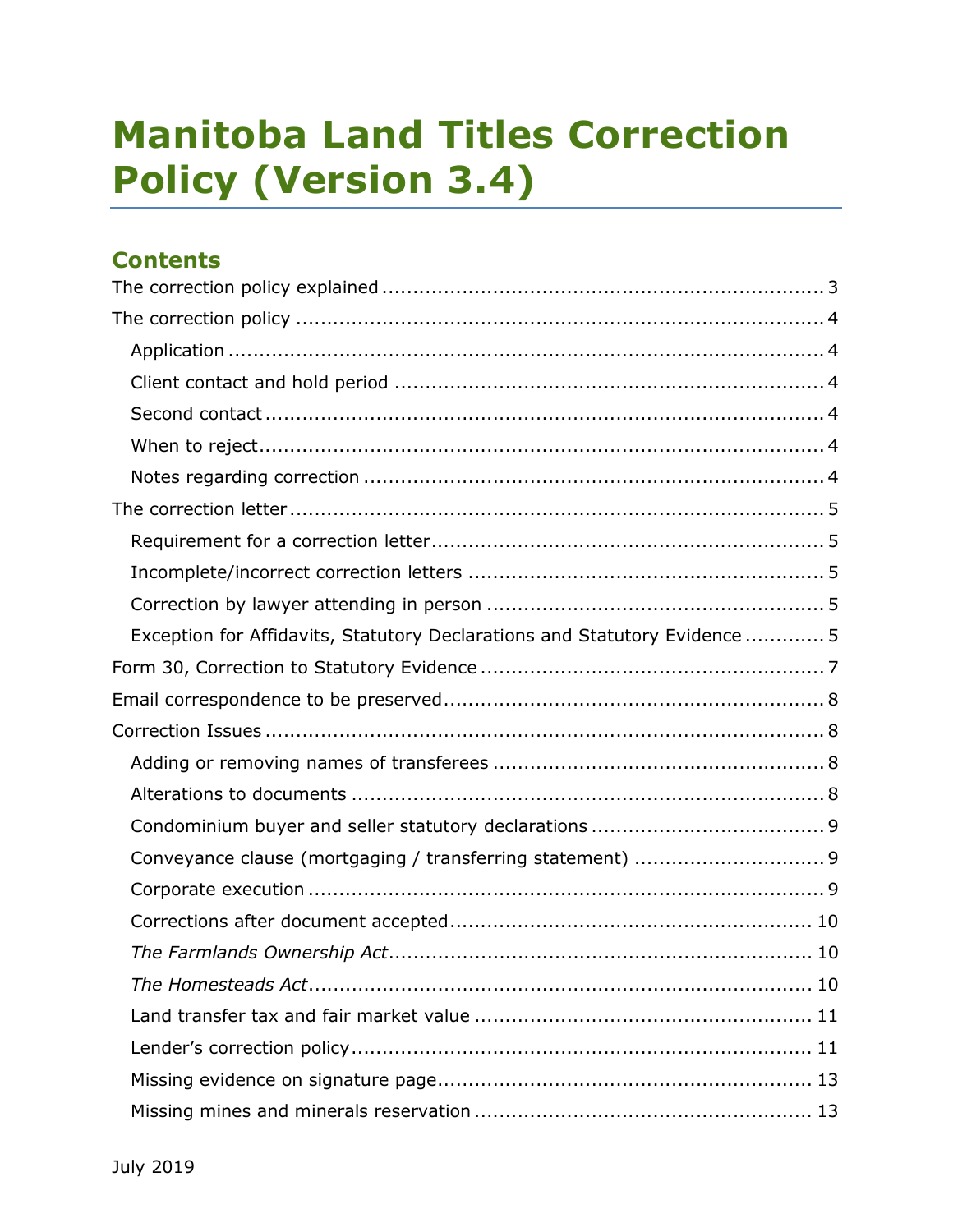# Manitoba Land Titles Correction Policy (Version 3.4)

## Contents

The correction policy explained .......... 3

The correction policy .......... 4

- Application .......... 4
- Client contact and hold period .......... 4
- Second contact .......... 4
- When to reject .......... 4
- Notes regarding correction .......... 4

The correction letter .......... 5

- Requirement for a correction letter .......... 5
- Incomplete/incorrect correction letters .......... 5
- Correction by lawyer attending in person .......... 5
- Exception for Affidavits, Statutory Declarations and Statutory Evidence .......... 5

Form 30, Correction to Statutory Evidence .......... 7

Email correspondence to be preserved .......... 8

Correction Issues .......... 8

- Adding or removing names of transferees .......... 8
- Alterations to documents .......... 8
- Condominium buyer and seller statutory declarations .......... 9
- Conveyance clause (mortgaging / transferring statement) .......... 9
- Corporate execution .......... 9
- Corrections after document accepted .......... 10
- *The Farmlands Ownership Act* .......... 10
- *The Homesteads Act* .......... 10
- Land transfer tax and fair market value .......... 11
- Lender's correction policy .......... 11
- Missing evidence on signature page .......... 13
- Missing mines and minerals reservation .......... 13

July 2019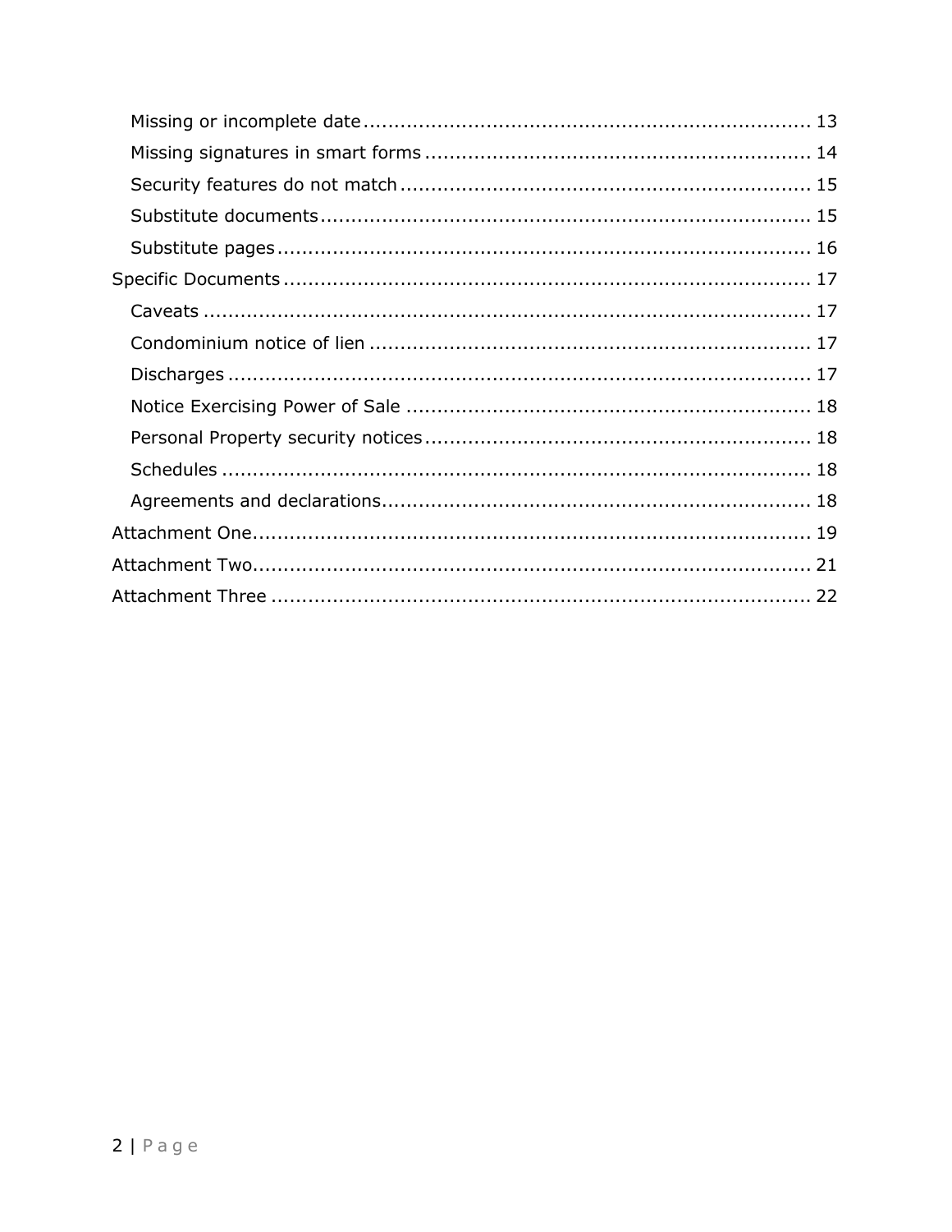- Missing or incomplete date ........ 13
- Missing signatures in smart forms ........ 14
- Security features do not match ........ 15
- Substitute documents ........ 15
- Substitute pages ........ 16

Specific Documents ........ 17

- Caveats ........ 17
- Condominium notice of lien ........ 17
- Discharges ........ 17
- Notice Exercising Power of Sale ........ 18
- Personal Property security notices ........ 18
- Schedules ........ 18
- Agreements and declarations ........ 18

Attachment One ........ 19

Attachment Two ........ 21

Attachment Three ........ 22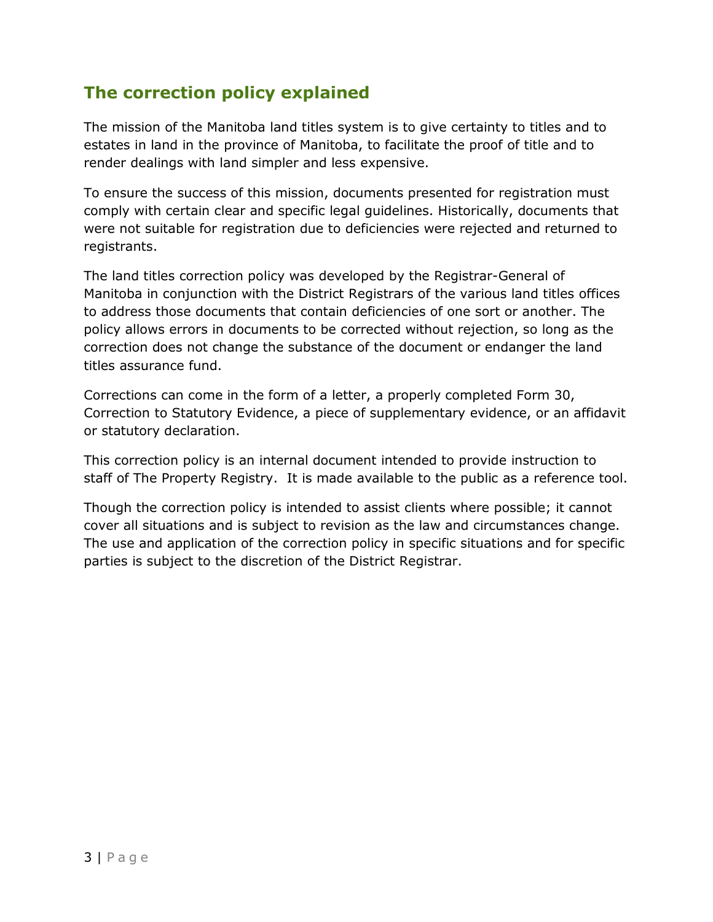## The correction policy explained

The mission of the Manitoba land titles system is to give certainty to titles and to estates in land in the province of Manitoba, to facilitate the proof of title and to render dealings with land simpler and less expensive.

To ensure the success of this mission, documents presented for registration must comply with certain clear and specific legal guidelines. Historically, documents that were not suitable for registration due to deficiencies were rejected and returned to registrants.

The land titles correction policy was developed by the Registrar-General of Manitoba in conjunction with the District Registrars of the various land titles offices to address those documents that contain deficiencies of one sort or another. The policy allows errors in documents to be corrected without rejection, so long as the correction does not change the substance of the document or endanger the land titles assurance fund.

Corrections can come in the form of a letter, a properly completed Form 30, Correction to Statutory Evidence, a piece of supplementary evidence, or an affidavit or statutory declaration.

This correction policy is an internal document intended to provide instruction to staff of The Property Registry. It is made available to the public as a reference tool.

Though the correction policy is intended to assist clients where possible; it cannot cover all situations and is subject to revision as the law and circumstances change. The use and application of the correction policy in specific situations and for specific parties is subject to the discretion of the District Registrar.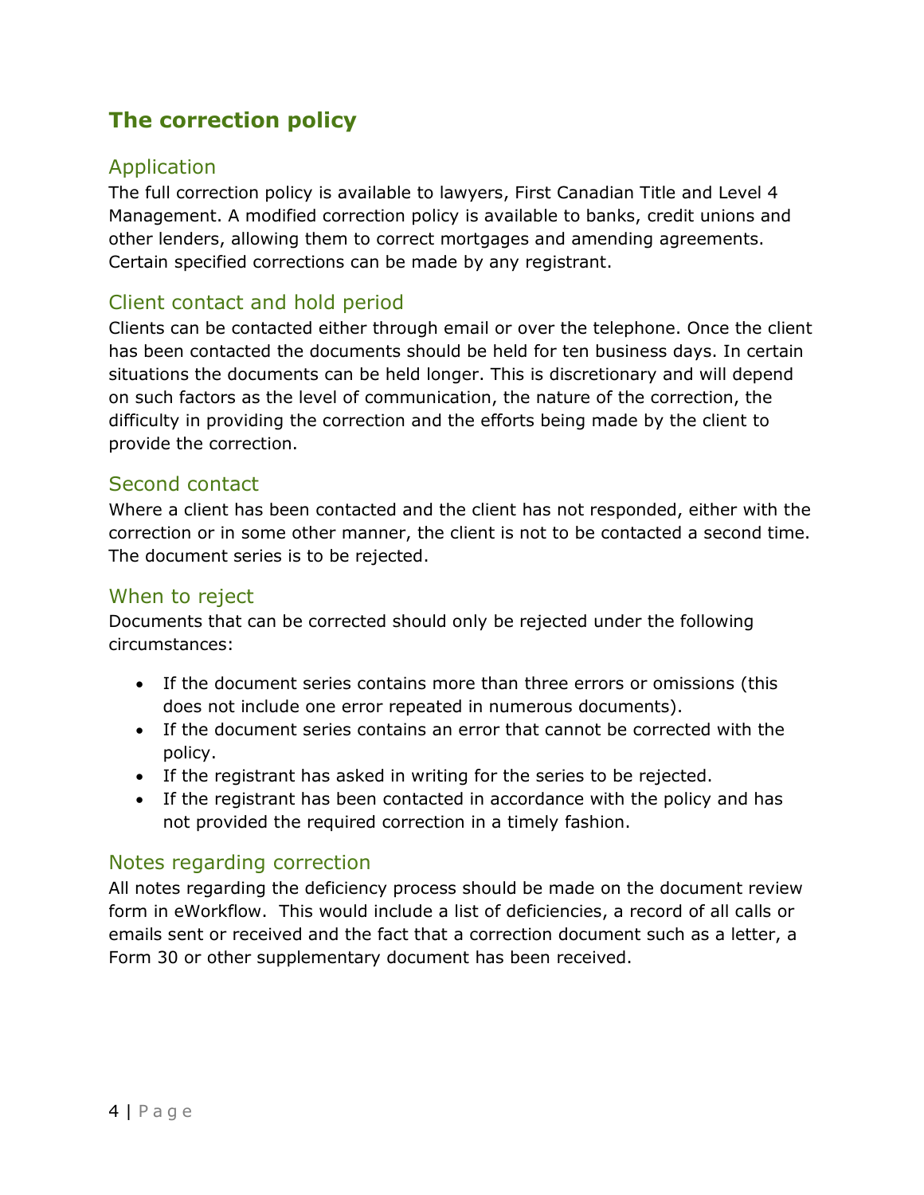## The correction policy

### Application

The full correction policy is available to lawyers, First Canadian Title and Level 4 Management. A modified correction policy is available to banks, credit unions and other lenders, allowing them to correct mortgages and amending agreements. Certain specified corrections can be made by any registrant.

### Client contact and hold period

Clients can be contacted either through email or over the telephone. Once the client has been contacted the documents should be held for ten business days. In certain situations the documents can be held longer. This is discretionary and will depend on such factors as the level of communication, the nature of the correction, the difficulty in providing the correction and the efforts being made by the client to provide the correction.

### Second contact

Where a client has been contacted and the client has not responded, either with the correction or in some other manner, the client is not to be contacted a second time. The document series is to be rejected.

### When to reject

Documents that can be corrected should only be rejected under the following circumstances:

- If the document series contains more than three errors or omissions (this does not include one error repeated in numerous documents).
- If the document series contains an error that cannot be corrected with the policy.
- If the registrant has asked in writing for the series to be rejected.
- If the registrant has been contacted in accordance with the policy and has not provided the required correction in a timely fashion.

### Notes regarding correction

All notes regarding the deficiency process should be made on the document review form in eWorkflow. This would include a list of deficiencies, a record of all calls or emails sent or received and the fact that a correction document such as a letter, a Form 30 or other supplementary document has been received.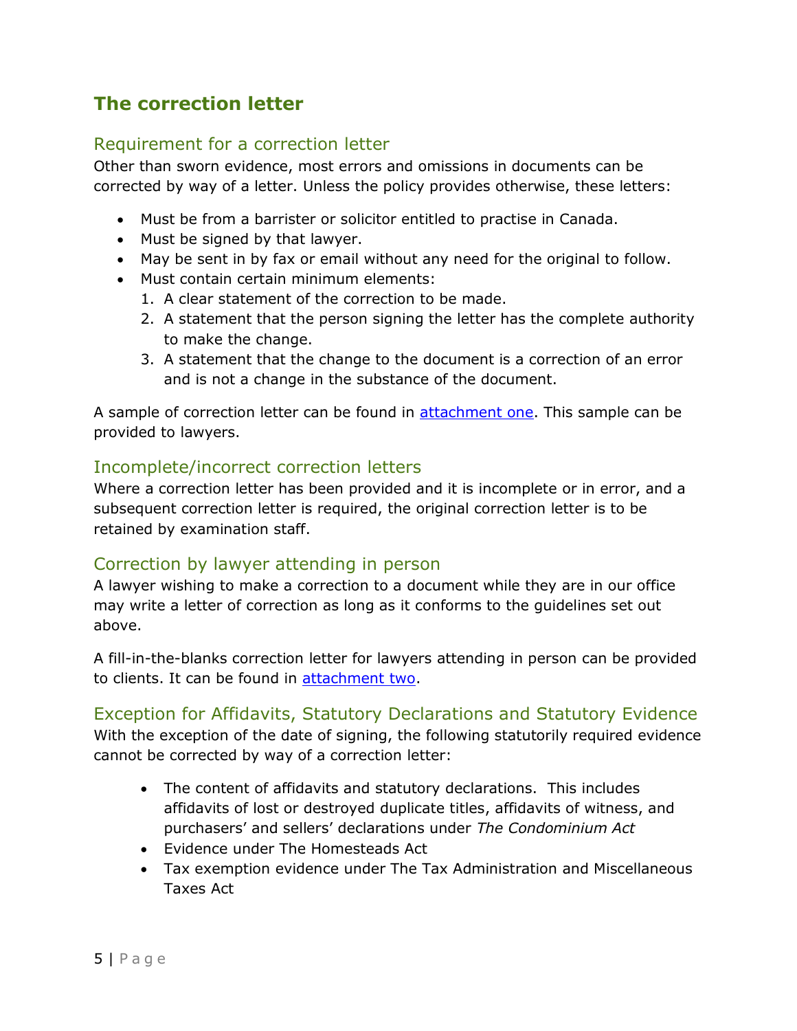## The correction letter

### Requirement for a correction letter

Other than sworn evidence, most errors and omissions in documents can be corrected by way of a letter. Unless the policy provides otherwise, these letters:

- Must be from a barrister or solicitor entitled to practise in Canada.
- Must be signed by that lawyer.
- May be sent in by fax or email without any need for the original to follow.
- Must contain certain minimum elements:
  1. A clear statement of the correction to be made.
  2. A statement that the person signing the letter has the complete authority to make the change.
  3. A statement that the change to the document is a correction of an error and is not a change in the substance of the document.

A sample of correction letter can be found in attachment one. This sample can be provided to lawyers.

### Incomplete/incorrect correction letters

Where a correction letter has been provided and it is incomplete or in error, and a subsequent correction letter is required, the original correction letter is to be retained by examination staff.

### Correction by lawyer attending in person

A lawyer wishing to make a correction to a document while they are in our office may write a letter of correction as long as it conforms to the guidelines set out above.

A fill-in-the-blanks correction letter for lawyers attending in person can be provided to clients. It can be found in attachment two.

### Exception for Affidavits, Statutory Declarations and Statutory Evidence

With the exception of the date of signing, the following statutorily required evidence cannot be corrected by way of a correction letter:

- The content of affidavits and statutory declarations. This includes affidavits of lost or destroyed duplicate titles, affidavits of witness, and purchasers' and sellers' declarations under *The Condominium Act*
- Evidence under The Homesteads Act
- Tax exemption evidence under The Tax Administration and Miscellaneous Taxes Act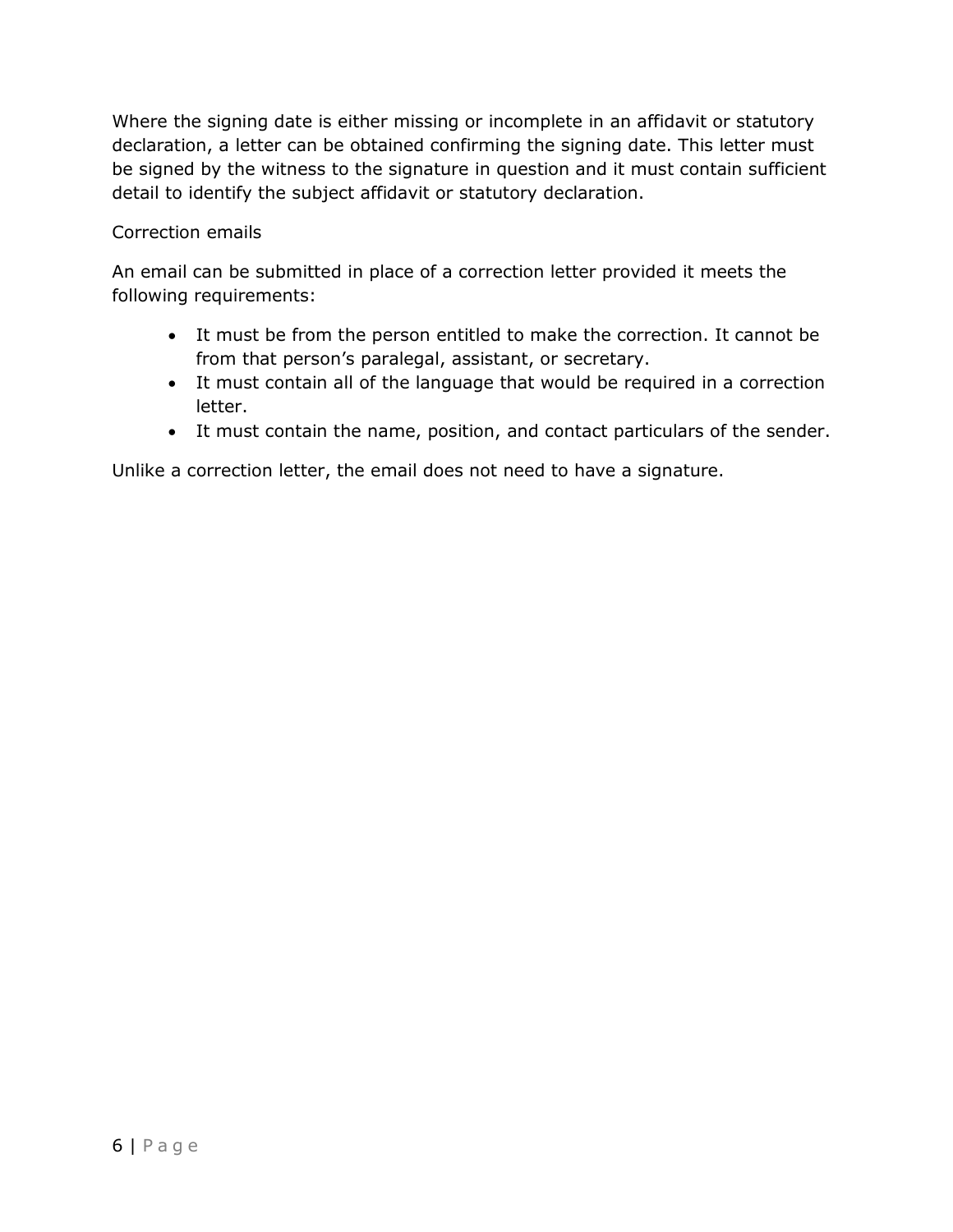Where the signing date is either missing or incomplete in an affidavit or statutory declaration, a letter can be obtained confirming the signing date. This letter must be signed by the witness to the signature in question and it must contain sufficient detail to identify the subject affidavit or statutory declaration.

Correction emails

An email can be submitted in place of a correction letter provided it meets the following requirements:

- It must be from the person entitled to make the correction. It cannot be from that person's paralegal, assistant, or secretary.
- It must contain all of the language that would be required in a correction letter.
- It must contain the name, position, and contact particulars of the sender.

Unlike a correction letter, the email does not need to have a signature.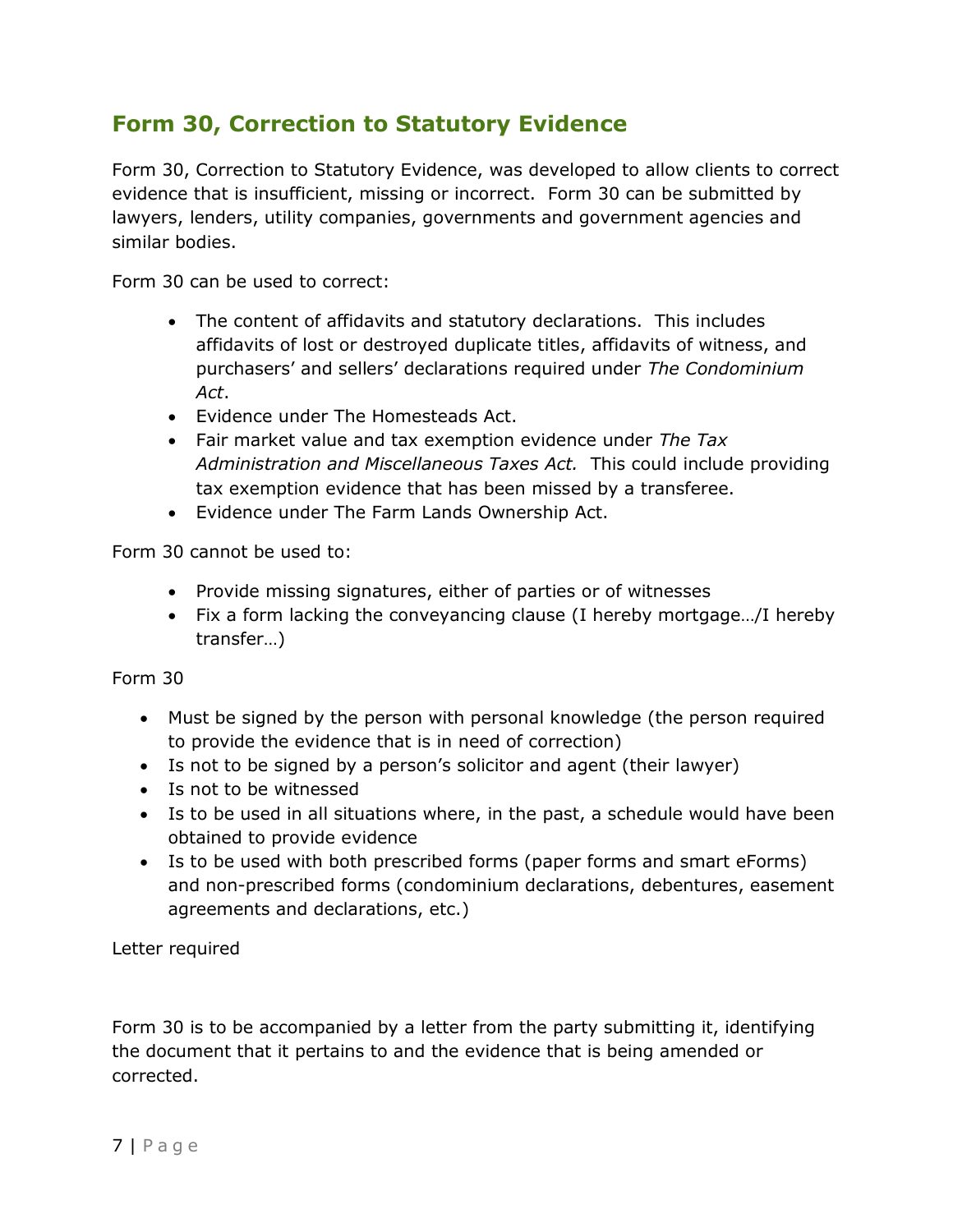## Form 30, Correction to Statutory Evidence

Form 30, Correction to Statutory Evidence, was developed to allow clients to correct evidence that is insufficient, missing or incorrect. Form 30 can be submitted by lawyers, lenders, utility companies, governments and government agencies and similar bodies.

Form 30 can be used to correct:

- The content of affidavits and statutory declarations. This includes affidavits of lost or destroyed duplicate titles, affidavits of witness, and purchasers' and sellers' declarations required under *The Condominium Act*.
- Evidence under The Homesteads Act.
- Fair market value and tax exemption evidence under *The Tax Administration and Miscellaneous Taxes Act.* This could include providing tax exemption evidence that has been missed by a transferee.
- Evidence under The Farm Lands Ownership Act.

Form 30 cannot be used to:

- Provide missing signatures, either of parties or of witnesses
- Fix a form lacking the conveyancing clause (I hereby mortgage…/I hereby transfer…)

Form 30

- Must be signed by the person with personal knowledge (the person required to provide the evidence that is in need of correction)
- Is not to be signed by a person's solicitor and agent (their lawyer)
- Is not to be witnessed
- Is to be used in all situations where, in the past, a schedule would have been obtained to provide evidence
- Is to be used with both prescribed forms (paper forms and smart eForms) and non-prescribed forms (condominium declarations, debentures, easement agreements and declarations, etc.)

Letter required

Form 30 is to be accompanied by a letter from the party submitting it, identifying the document that it pertains to and the evidence that is being amended or corrected.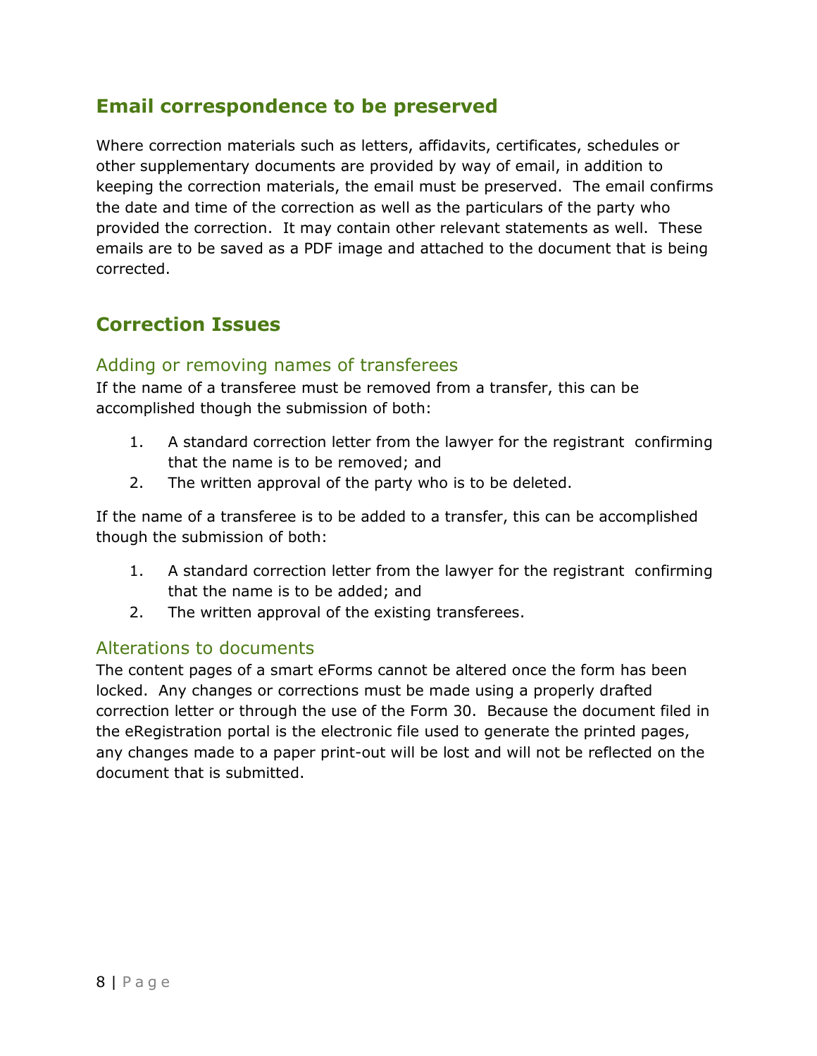## Email correspondence to be preserved

Where correction materials such as letters, affidavits, certificates, schedules or other supplementary documents are provided by way of email, in addition to keeping the correction materials, the email must be preserved. The email confirms the date and time of the correction as well as the particulars of the party who provided the correction. It may contain other relevant statements as well. These emails are to be saved as a PDF image and attached to the document that is being corrected.

## Correction Issues

### Adding or removing names of transferees

If the name of a transferee must be removed from a transfer, this can be accomplished though the submission of both:

1. A standard correction letter from the lawyer for the registrant confirming that the name is to be removed; and
2. The written approval of the party who is to be deleted.

If the name of a transferee is to be added to a transfer, this can be accomplished though the submission of both:

1. A standard correction letter from the lawyer for the registrant confirming that the name is to be added; and
2. The written approval of the existing transferees.

### Alterations to documents

The content pages of a smart eForms cannot be altered once the form has been locked. Any changes or corrections must be made using a properly drafted correction letter or through the use of the Form 30. Because the document filed in the eRegistration portal is the electronic file used to generate the printed pages, any changes made to a paper print-out will be lost and will not be reflected on the document that is submitted.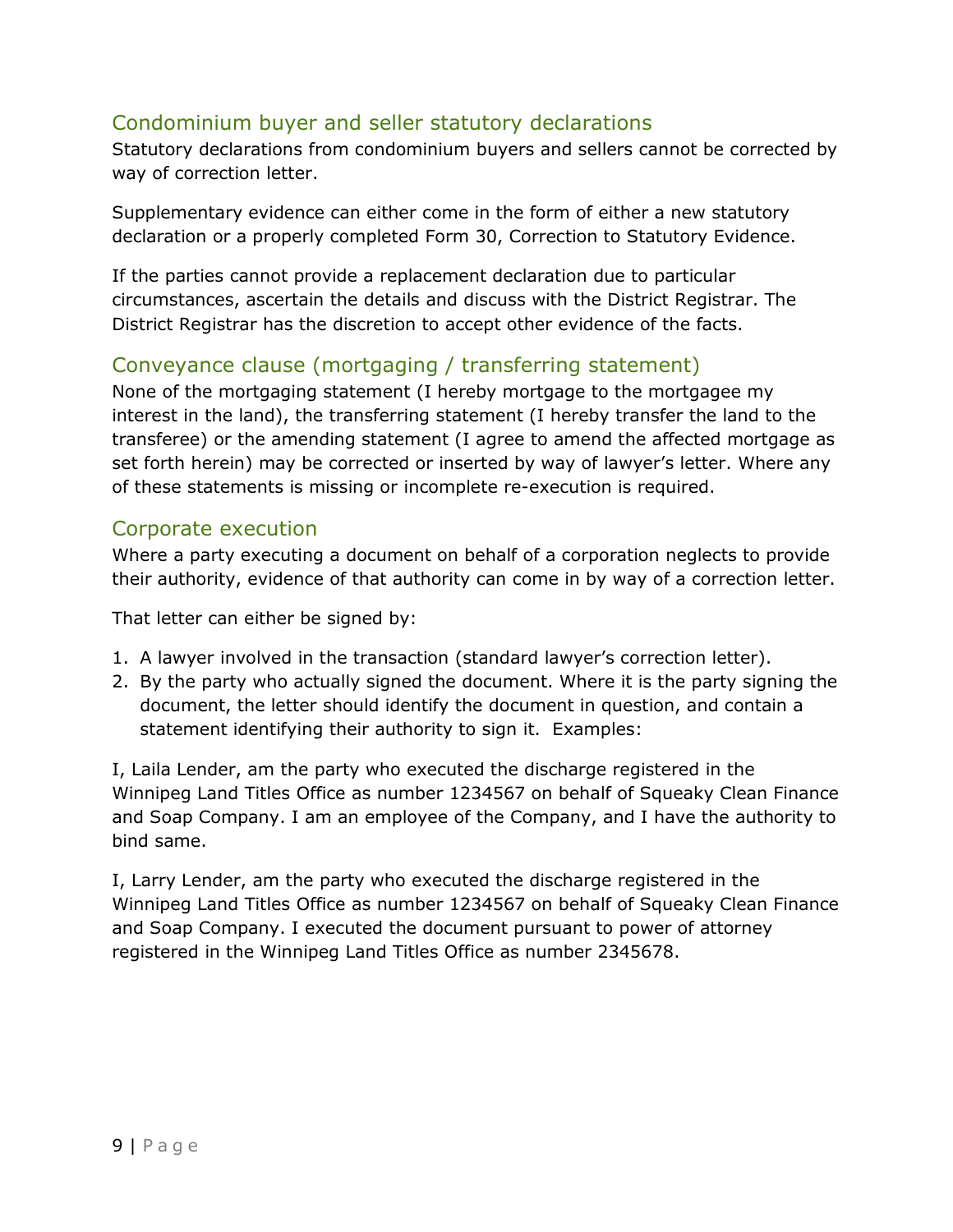## Condominium buyer and seller statutory declarations

Statutory declarations from condominium buyers and sellers cannot be corrected by way of correction letter.

Supplementary evidence can either come in the form of either a new statutory declaration or a properly completed Form 30, Correction to Statutory Evidence.

If the parties cannot provide a replacement declaration due to particular circumstances, ascertain the details and discuss with the District Registrar. The District Registrar has the discretion to accept other evidence of the facts.

## Conveyance clause (mortgaging / transferring statement)

None of the mortgaging statement (I hereby mortgage to the mortgagee my interest in the land), the transferring statement (I hereby transfer the land to the transferee) or the amending statement (I agree to amend the affected mortgage as set forth herein) may be corrected or inserted by way of lawyer's letter. Where any of these statements is missing or incomplete re-execution is required.

## Corporate execution

Where a party executing a document on behalf of a corporation neglects to provide their authority, evidence of that authority can come in by way of a correction letter.

That letter can either be signed by:

1. A lawyer involved in the transaction (standard lawyer's correction letter).
2. By the party who actually signed the document. Where it is the party signing the document, the letter should identify the document in question, and contain a statement identifying their authority to sign it. Examples:

I, Laila Lender, am the party who executed the discharge registered in the Winnipeg Land Titles Office as number 1234567 on behalf of Squeaky Clean Finance and Soap Company. I am an employee of the Company, and I have the authority to bind same.

I, Larry Lender, am the party who executed the discharge registered in the Winnipeg Land Titles Office as number 1234567 on behalf of Squeaky Clean Finance and Soap Company. I executed the document pursuant to power of attorney registered in the Winnipeg Land Titles Office as number 2345678.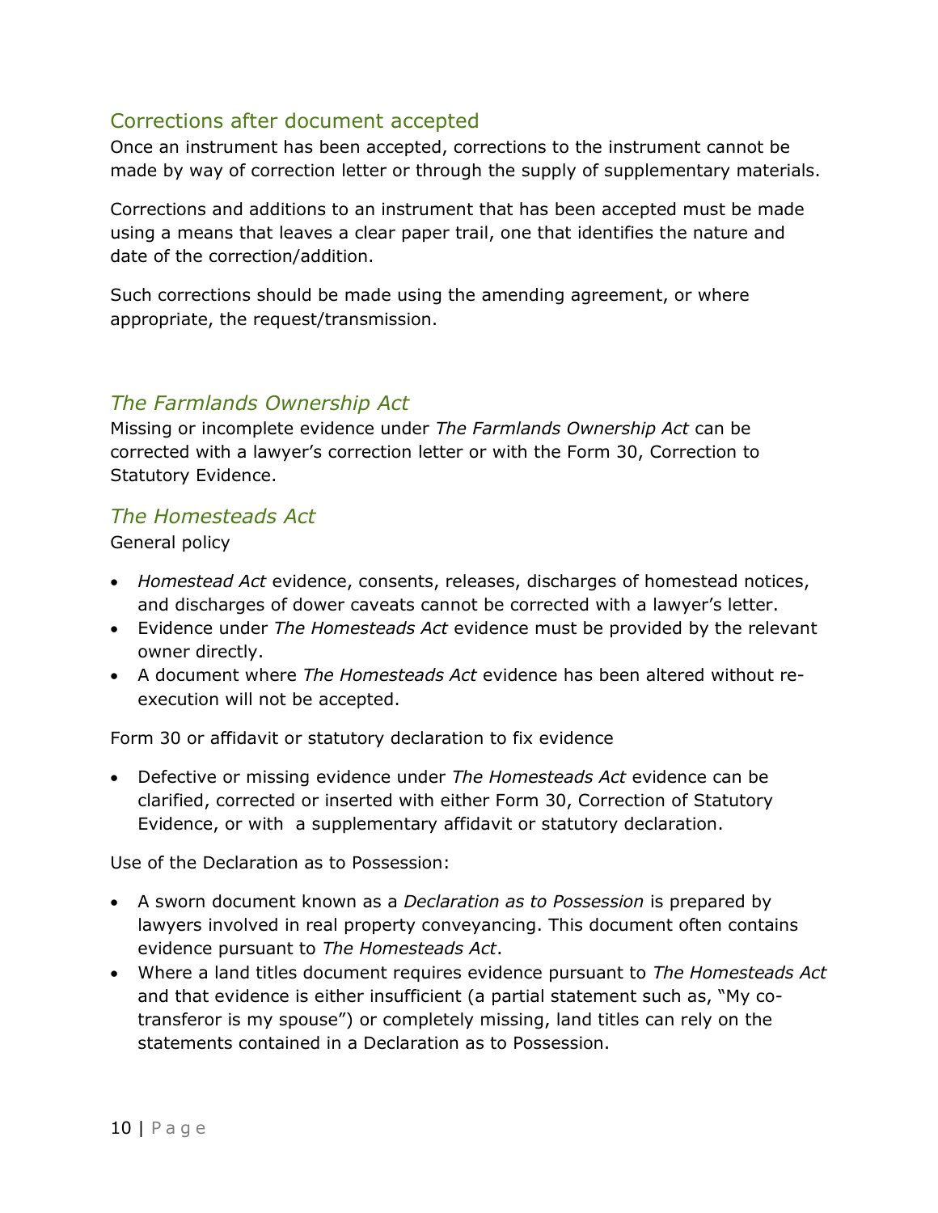## Corrections after document accepted

Once an instrument has been accepted, corrections to the instrument cannot be made by way of correction letter or through the supply of supplementary materials.

Corrections and additions to an instrument that has been accepted must be made using a means that leaves a clear paper trail, one that identifies the nature and date of the correction/addition.

Such corrections should be made using the amending agreement, or where appropriate, the request/transmission.

### *The Farmlands Ownership Act*

Missing or incomplete evidence under *The Farmlands Ownership Act* can be corrected with a lawyer's correction letter or with the Form 30, Correction to Statutory Evidence.

### *The Homesteads Act*

General policy

- *Homestead Act* evidence, consents, releases, discharges of homestead notices, and discharges of dower caveats cannot be corrected with a lawyer's letter.
- Evidence under *The Homesteads Act* evidence must be provided by the relevant owner directly.
- A document where *The Homesteads Act* evidence has been altered without re-execution will not be accepted.

Form 30 or affidavit or statutory declaration to fix evidence

- Defective or missing evidence under *The Homesteads Act* evidence can be clarified, corrected or inserted with either Form 30, Correction of Statutory Evidence, or with a supplementary affidavit or statutory declaration.

Use of the Declaration as to Possession:

- A sworn document known as a *Declaration as to Possession* is prepared by lawyers involved in real property conveyancing. This document often contains evidence pursuant to *The Homesteads Act*.
- Where a land titles document requires evidence pursuant to *The Homesteads Act* and that evidence is either insufficient (a partial statement such as, "My co-transferor is my spouse") or completely missing, land titles can rely on the statements contained in a Declaration as to Possession.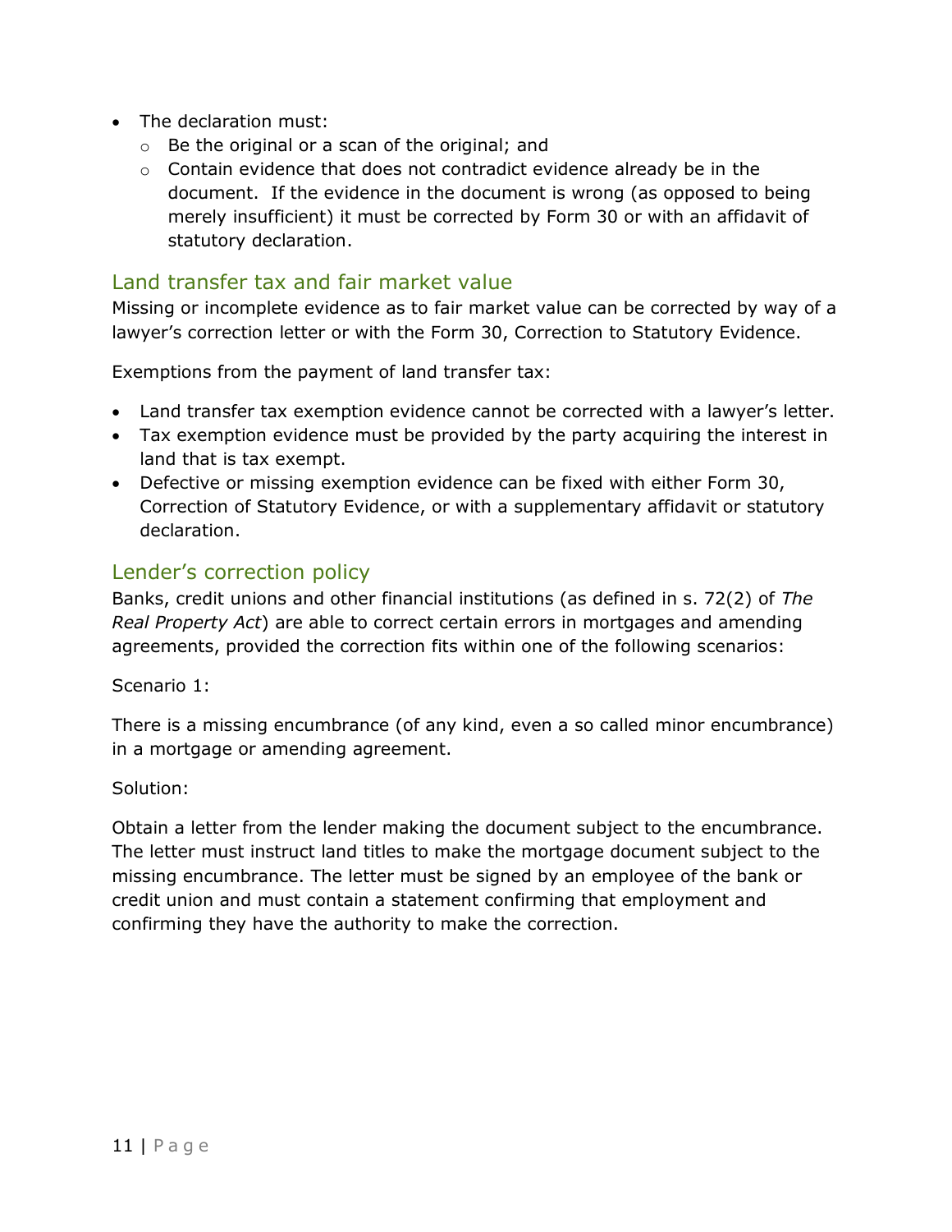- The declaration must:
  - Be the original or a scan of the original; and
  - Contain evidence that does not contradict evidence already be in the document. If the evidence in the document is wrong (as opposed to being merely insufficient) it must be corrected by Form 30 or with an affidavit of statutory declaration.

## Land transfer tax and fair market value

Missing or incomplete evidence as to fair market value can be corrected by way of a lawyer's correction letter or with the Form 30, Correction to Statutory Evidence.

Exemptions from the payment of land transfer tax:

- Land transfer tax exemption evidence cannot be corrected with a lawyer's letter.
- Tax exemption evidence must be provided by the party acquiring the interest in land that is tax exempt.
- Defective or missing exemption evidence can be fixed with either Form 30, Correction of Statutory Evidence, or with a supplementary affidavit or statutory declaration.

## Lender's correction policy

Banks, credit unions and other financial institutions (as defined in s. 72(2) of *The Real Property Act*) are able to correct certain errors in mortgages and amending agreements, provided the correction fits within one of the following scenarios:

Scenario 1:

There is a missing encumbrance (of any kind, even a so called minor encumbrance) in a mortgage or amending agreement.

Solution:

Obtain a letter from the lender making the document subject to the encumbrance. The letter must instruct land titles to make the mortgage document subject to the missing encumbrance. The letter must be signed by an employee of the bank or credit union and must contain a statement confirming that employment and confirming they have the authority to make the correction.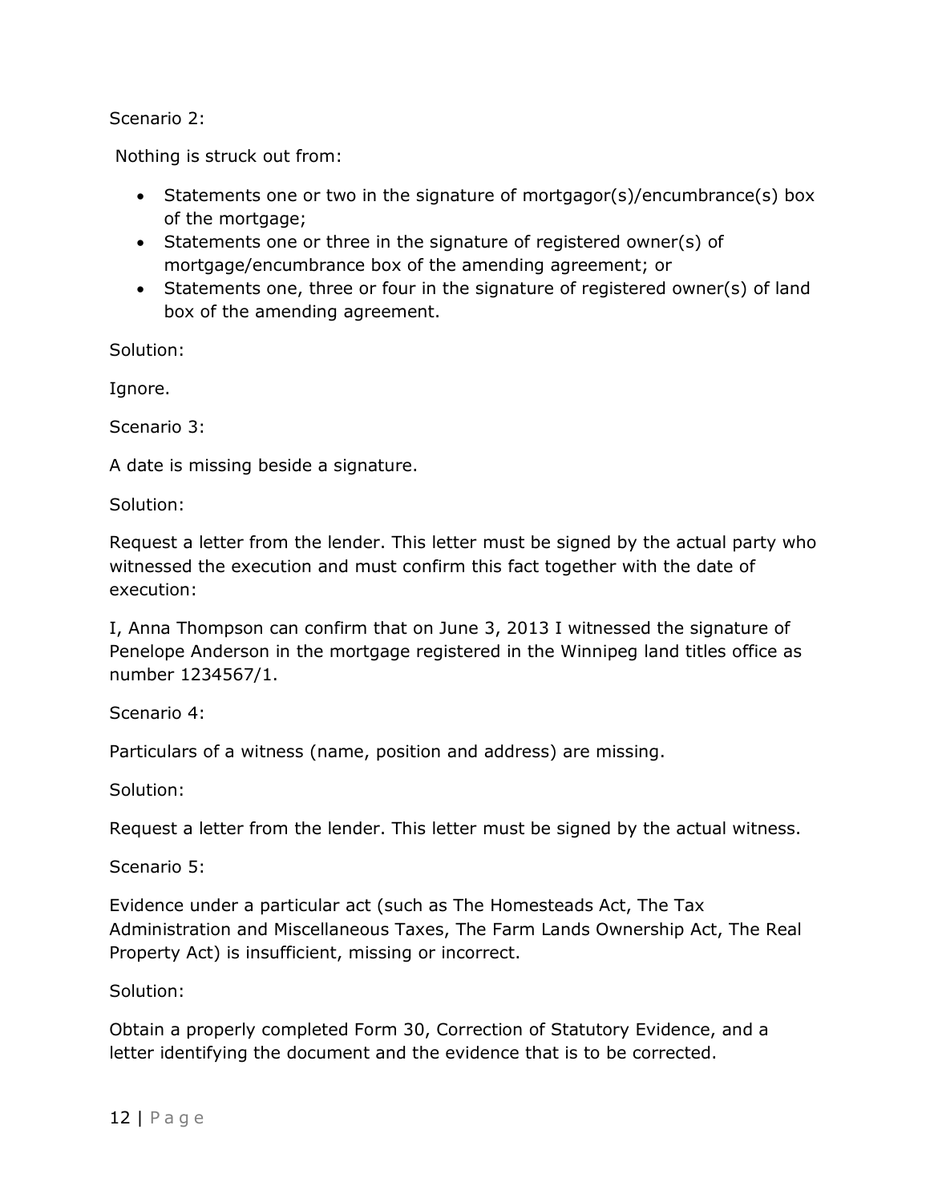Scenario 2:

Nothing is struck out from:

- Statements one or two in the signature of mortgagor(s)/encumbrance(s) box of the mortgage;
- Statements one or three in the signature of registered owner(s) of mortgage/encumbrance box of the amending agreement; or
- Statements one, three or four in the signature of registered owner(s) of land box of the amending agreement.

Solution:

Ignore.

Scenario 3:

A date is missing beside a signature.

Solution:

Request a letter from the lender. This letter must be signed by the actual party who witnessed the execution and must confirm this fact together with the date of execution:

I, Anna Thompson can confirm that on June 3, 2013 I witnessed the signature of Penelope Anderson in the mortgage registered in the Winnipeg land titles office as number 1234567/1.

Scenario 4:

Particulars of a witness (name, position and address) are missing.

Solution:

Request a letter from the lender. This letter must be signed by the actual witness.

Scenario 5:

Evidence under a particular act (such as The Homesteads Act, The Tax Administration and Miscellaneous Taxes, The Farm Lands Ownership Act, The Real Property Act) is insufficient, missing or incorrect.

Solution:

Obtain a properly completed Form 30, Correction of Statutory Evidence, and a letter identifying the document and the evidence that is to be corrected.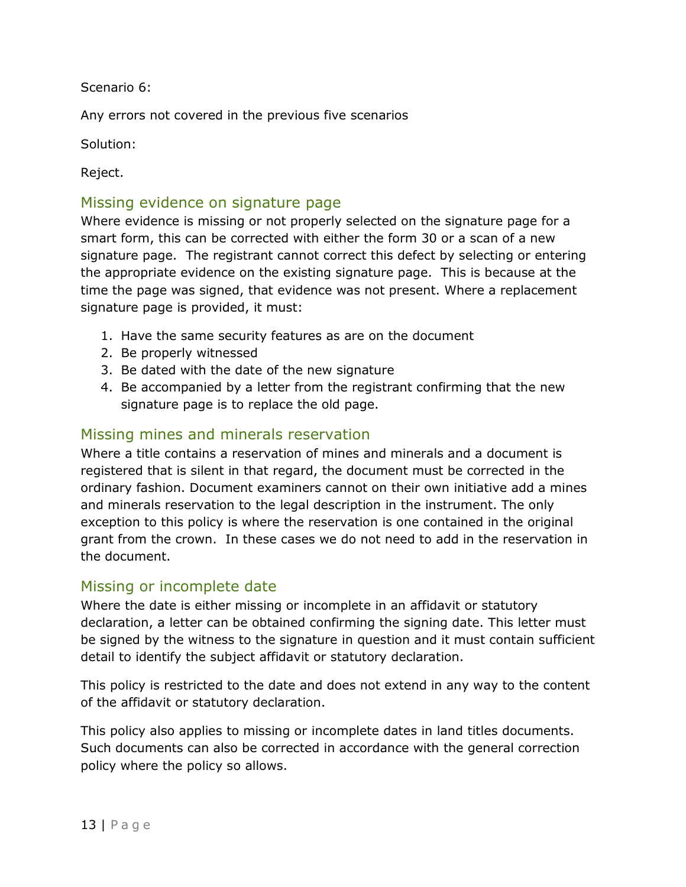Scenario 6:

Any errors not covered in the previous five scenarios

Solution:

Reject.

## Missing evidence on signature page

Where evidence is missing or not properly selected on the signature page for a smart form, this can be corrected with either the form 30 or a scan of a new signature page. The registrant cannot correct this defect by selecting or entering the appropriate evidence on the existing signature page. This is because at the time the page was signed, that evidence was not present. Where a replacement signature page is provided, it must:

1. Have the same security features as are on the document
2. Be properly witnessed
3. Be dated with the date of the new signature
4. Be accompanied by a letter from the registrant confirming that the new signature page is to replace the old page.

## Missing mines and minerals reservation

Where a title contains a reservation of mines and minerals and a document is registered that is silent in that regard, the document must be corrected in the ordinary fashion. Document examiners cannot on their own initiative add a mines and minerals reservation to the legal description in the instrument. The only exception to this policy is where the reservation is one contained in the original grant from the crown. In these cases we do not need to add in the reservation in the document.

## Missing or incomplete date

Where the date is either missing or incomplete in an affidavit or statutory declaration, a letter can be obtained confirming the signing date. This letter must be signed by the witness to the signature in question and it must contain sufficient detail to identify the subject affidavit or statutory declaration.

This policy is restricted to the date and does not extend in any way to the content of the affidavit or statutory declaration.

This policy also applies to missing or incomplete dates in land titles documents. Such documents can also be corrected in accordance with the general correction policy where the policy so allows.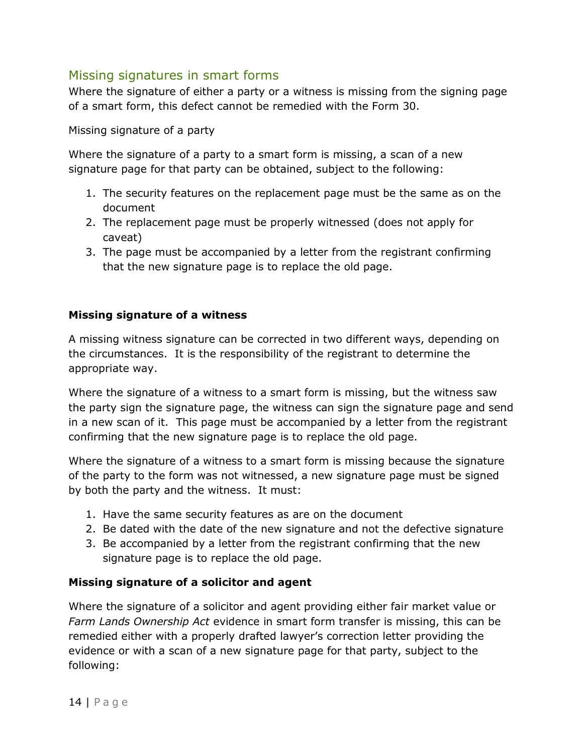## Missing signatures in smart forms

Where the signature of either a party or a witness is missing from the signing page of a smart form, this defect cannot be remedied with the Form 30.

Missing signature of a party

Where the signature of a party to a smart form is missing, a scan of a new signature page for that party can be obtained, subject to the following:

1. The security features on the replacement page must be the same as on the document
2. The replacement page must be properly witnessed (does not apply for caveat)
3. The page must be accompanied by a letter from the registrant confirming that the new signature page is to replace the old page.

**Missing signature of a witness**

A missing witness signature can be corrected in two different ways, depending on the circumstances. It is the responsibility of the registrant to determine the appropriate way.

Where the signature of a witness to a smart form is missing, but the witness saw the party sign the signature page, the witness can sign the signature page and send in a new scan of it. This page must be accompanied by a letter from the registrant confirming that the new signature page is to replace the old page.

Where the signature of a witness to a smart form is missing because the signature of the party to the form was not witnessed, a new signature page must be signed by both the party and the witness. It must:

1. Have the same security features as are on the document
2. Be dated with the date of the new signature and not the defective signature
3. Be accompanied by a letter from the registrant confirming that the new signature page is to replace the old page.

**Missing signature of a solicitor and agent**

Where the signature of a solicitor and agent providing either fair market value or *Farm Lands Ownership Act* evidence in smart form transfer is missing, this can be remedied either with a properly drafted lawyer's correction letter providing the evidence or with a scan of a new signature page for that party, subject to the following: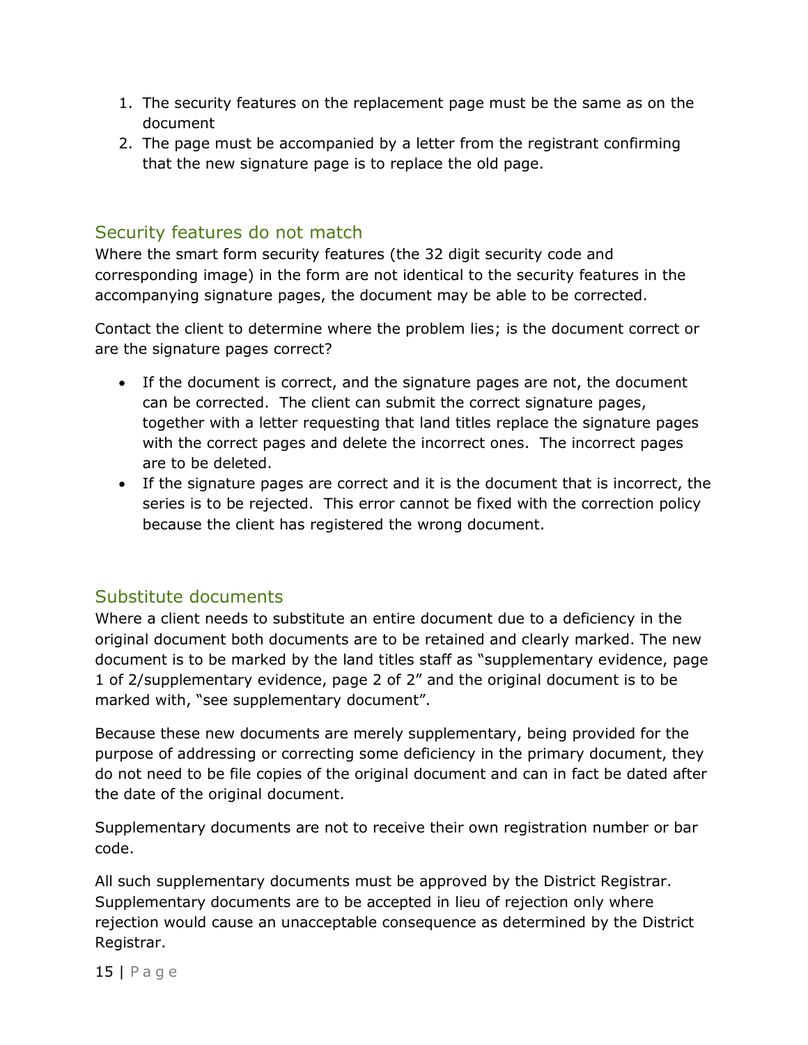1. The security features on the replacement page must be the same as on the document
2. The page must be accompanied by a letter from the registrant confirming that the new signature page is to replace the old page.

## Security features do not match

Where the smart form security features (the 32 digit security code and corresponding image) in the form are not identical to the security features in the accompanying signature pages, the document may be able to be corrected.

Contact the client to determine where the problem lies; is the document correct or are the signature pages correct?

- If the document is correct, and the signature pages are not, the document can be corrected. The client can submit the correct signature pages, together with a letter requesting that land titles replace the signature pages with the correct pages and delete the incorrect ones. The incorrect pages are to be deleted.
- If the signature pages are correct and it is the document that is incorrect, the series is to be rejected. This error cannot be fixed with the correction policy because the client has registered the wrong document.

## Substitute documents

Where a client needs to substitute an entire document due to a deficiency in the original document both documents are to be retained and clearly marked. The new document is to be marked by the land titles staff as "supplementary evidence, page 1 of 2/supplementary evidence, page 2 of 2" and the original document is to be marked with, "see supplementary document".

Because these new documents are merely supplementary, being provided for the purpose of addressing or correcting some deficiency in the primary document, they do not need to be file copies of the original document and can in fact be dated after the date of the original document.

Supplementary documents are not to receive their own registration number or bar code.

All such supplementary documents must be approved by the District Registrar. Supplementary documents are to be accepted in lieu of rejection only where rejection would cause an unacceptable consequence as determined by the District Registrar.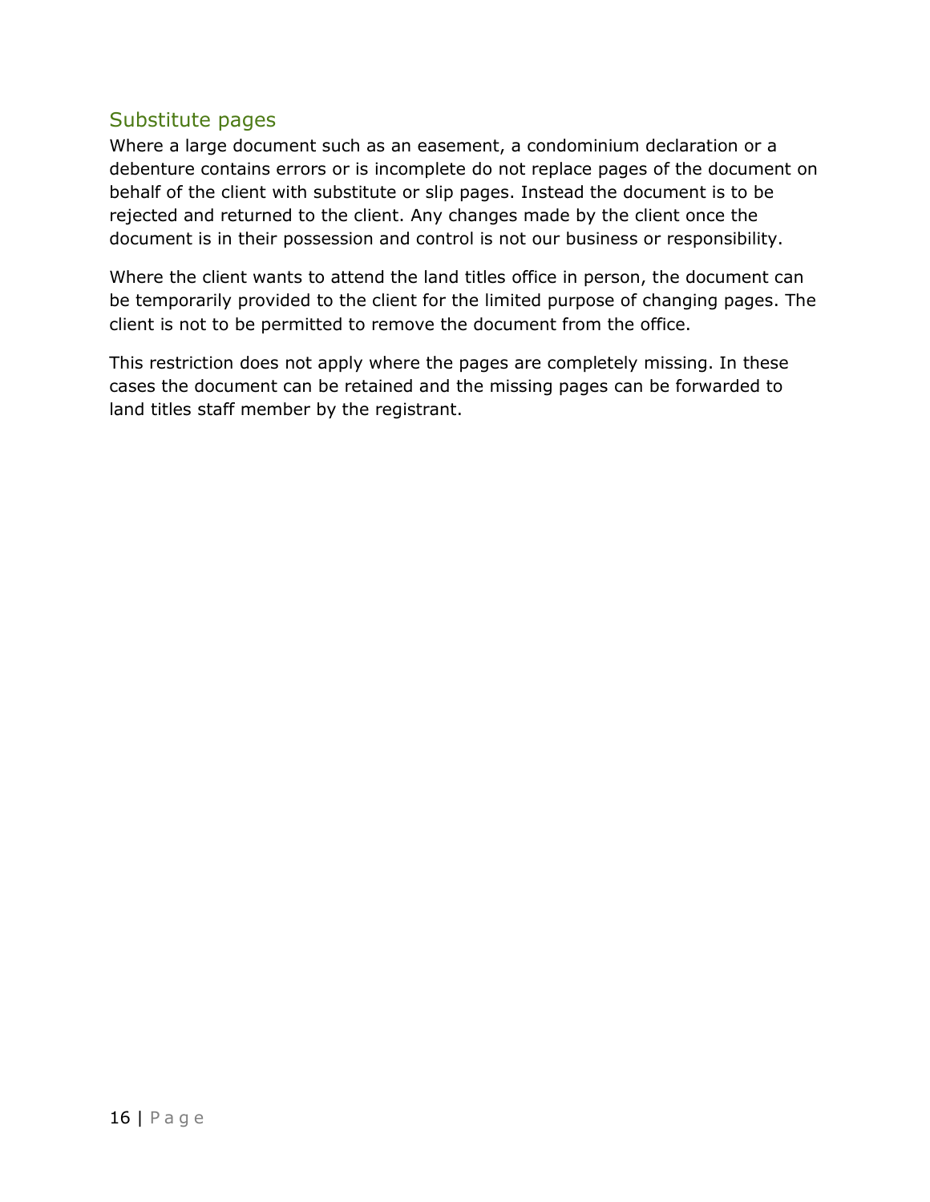## Substitute pages

Where a large document such as an easement, a condominium declaration or a debenture contains errors or is incomplete do not replace pages of the document on behalf of the client with substitute or slip pages. Instead the document is to be rejected and returned to the client. Any changes made by the client once the document is in their possession and control is not our business or responsibility.

Where the client wants to attend the land titles office in person, the document can be temporarily provided to the client for the limited purpose of changing pages. The client is not to be permitted to remove the document from the office.

This restriction does not apply where the pages are completely missing. In these cases the document can be retained and the missing pages can be forwarded to land titles staff member by the registrant.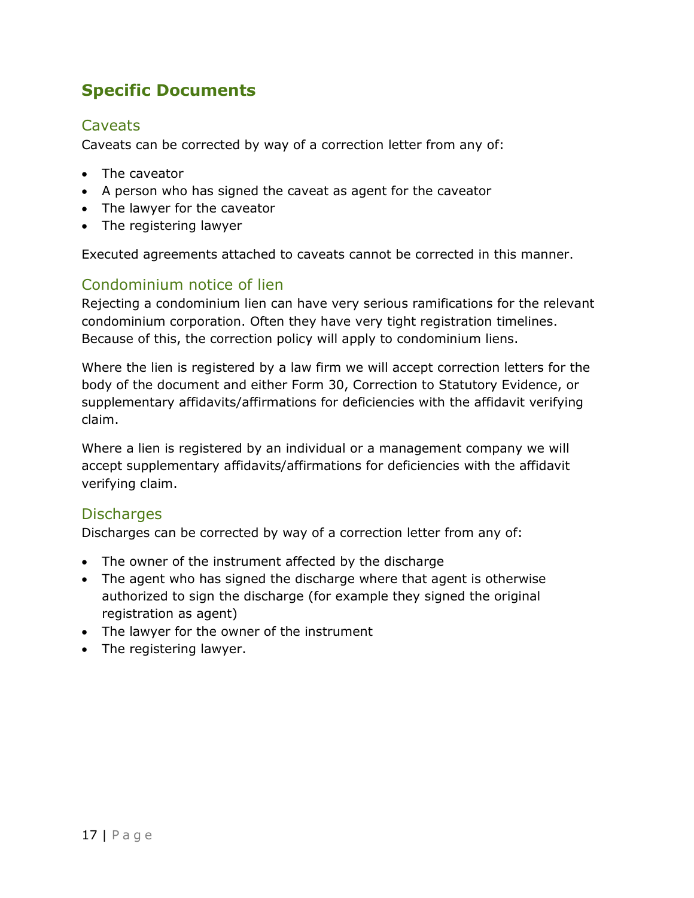# Specific Documents

## Caveats

Caveats can be corrected by way of a correction letter from any of:

- The caveator
- A person who has signed the caveat as agent for the caveator
- The lawyer for the caveator
- The registering lawyer

Executed agreements attached to caveats cannot be corrected in this manner.

## Condominium notice of lien

Rejecting a condominium lien can have very serious ramifications for the relevant condominium corporation. Often they have very tight registration timelines. Because of this, the correction policy will apply to condominium liens.

Where the lien is registered by a law firm we will accept correction letters for the body of the document and either Form 30, Correction to Statutory Evidence, or supplementary affidavits/affirmations for deficiencies with the affidavit verifying claim.

Where a lien is registered by an individual or a management company we will accept supplementary affidavits/affirmations for deficiencies with the affidavit verifying claim.

## Discharges

Discharges can be corrected by way of a correction letter from any of:

- The owner of the instrument affected by the discharge
- The agent who has signed the discharge where that agent is otherwise authorized to sign the discharge (for example they signed the original registration as agent)
- The lawyer for the owner of the instrument
- The registering lawyer.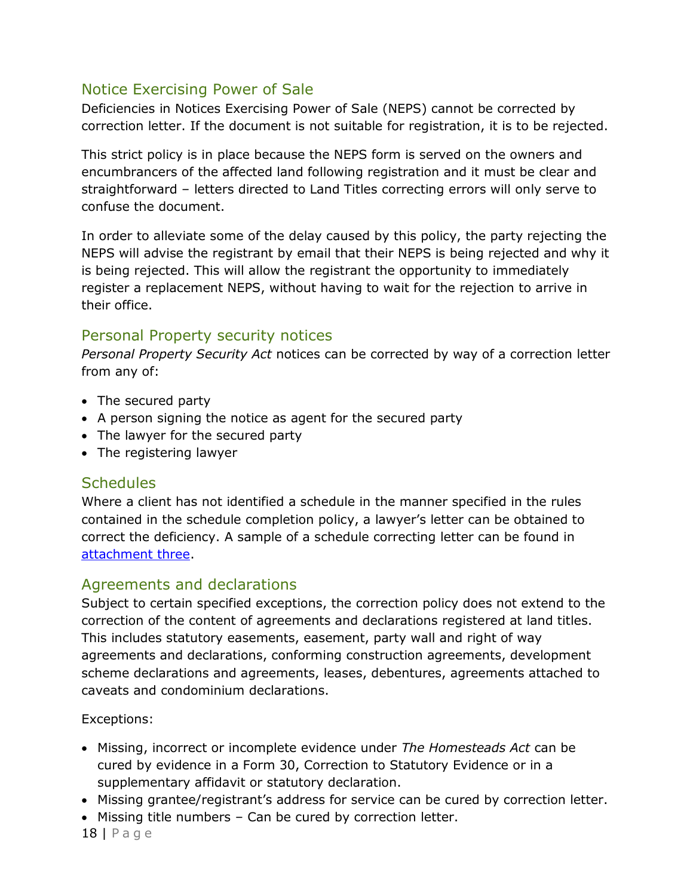## Notice Exercising Power of Sale

Deficiencies in Notices Exercising Power of Sale (NEPS) cannot be corrected by correction letter. If the document is not suitable for registration, it is to be rejected.

This strict policy is in place because the NEPS form is served on the owners and encumbrancers of the affected land following registration and it must be clear and straightforward – letters directed to Land Titles correcting errors will only serve to confuse the document.

In order to alleviate some of the delay caused by this policy, the party rejecting the NEPS will advise the registrant by email that their NEPS is being rejected and why it is being rejected. This will allow the registrant the opportunity to immediately register a replacement NEPS, without having to wait for the rejection to arrive in their office.

## Personal Property security notices

*Personal Property Security Act* notices can be corrected by way of a correction letter from any of:

- The secured party
- A person signing the notice as agent for the secured party
- The lawyer for the secured party
- The registering lawyer

## Schedules

Where a client has not identified a schedule in the manner specified in the rules contained in the schedule completion policy, a lawyer's letter can be obtained to correct the deficiency. A sample of a schedule correcting letter can be found in attachment three.

## Agreements and declarations

Subject to certain specified exceptions, the correction policy does not extend to the correction of the content of agreements and declarations registered at land titles. This includes statutory easements, easement, party wall and right of way agreements and declarations, conforming construction agreements, development scheme declarations and agreements, leases, debentures, agreements attached to caveats and condominium declarations.

Exceptions:

- Missing, incorrect or incomplete evidence under *The Homesteads Act* can be cured by evidence in a Form 30, Correction to Statutory Evidence or in a supplementary affidavit or statutory declaration.
- Missing grantee/registrant's address for service can be cured by correction letter.
- Missing title numbers – Can be cured by correction letter.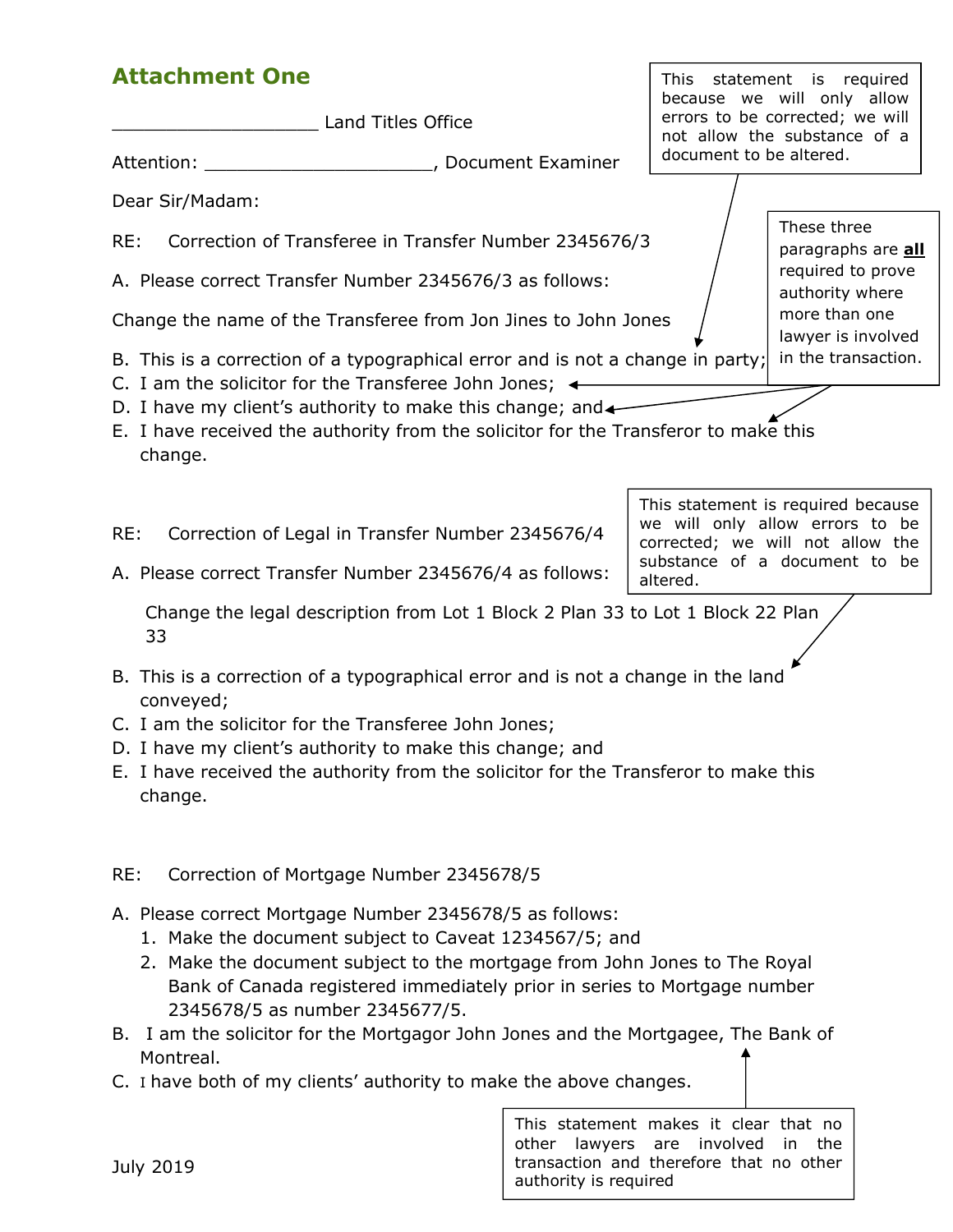## Attachment One

____________________ Land Titles Office

Attention: ______________________, Document Examiner

Dear Sir/Madam:

RE: Correction of Transferee in Transfer Number 2345676/3

A. Please correct Transfer Number 2345676/3 as follows:

Change the name of the Transferee from Jon Jines to John Jones

B. This is a correction of a typographical error and is not a change in party;
C. I am the solicitor for the Transferee John Jones;
D. I have my client's authority to make this change; and
E. I have received the authority from the solicitor for the Transferor to make this change.

> This statement is required because we will only allow errors to be corrected; we will not allow the substance of a document to be altered.

> These three paragraphs are **all** required to prove authority where more than one lawyer is involved in the transaction.

RE: Correction of Legal in Transfer Number 2345676/4

A. Please correct Transfer Number 2345676/4 as follows:

Change the legal description from Lot 1 Block 2 Plan 33 to Lot 1 Block 22 Plan 33

B. This is a correction of a typographical error and is not a change in the land conveyed;
C. I am the solicitor for the Transferee John Jones;
D. I have my client's authority to make this change; and
E. I have received the authority from the solicitor for the Transferor to make this change.

> This statement is required because we will only allow errors to be corrected; we will not allow the substance of a document to be altered.

RE: Correction of Mortgage Number 2345678/5

A. Please correct Mortgage Number 2345678/5 as follows:
   1. Make the document subject to Caveat 1234567/5; and
   2. Make the document subject to the mortgage from John Jones to The Royal Bank of Canada registered immediately prior in series to Mortgage number 2345678/5 as number 2345677/5.
B. I am the solicitor for the Mortgagor John Jones and the Mortgagee, The Bank of Montreal.
C. I have both of my clients' authority to make the above changes.

> This statement makes it clear that no other lawyers are involved in the transaction and therefore that no other authority is required

July 2019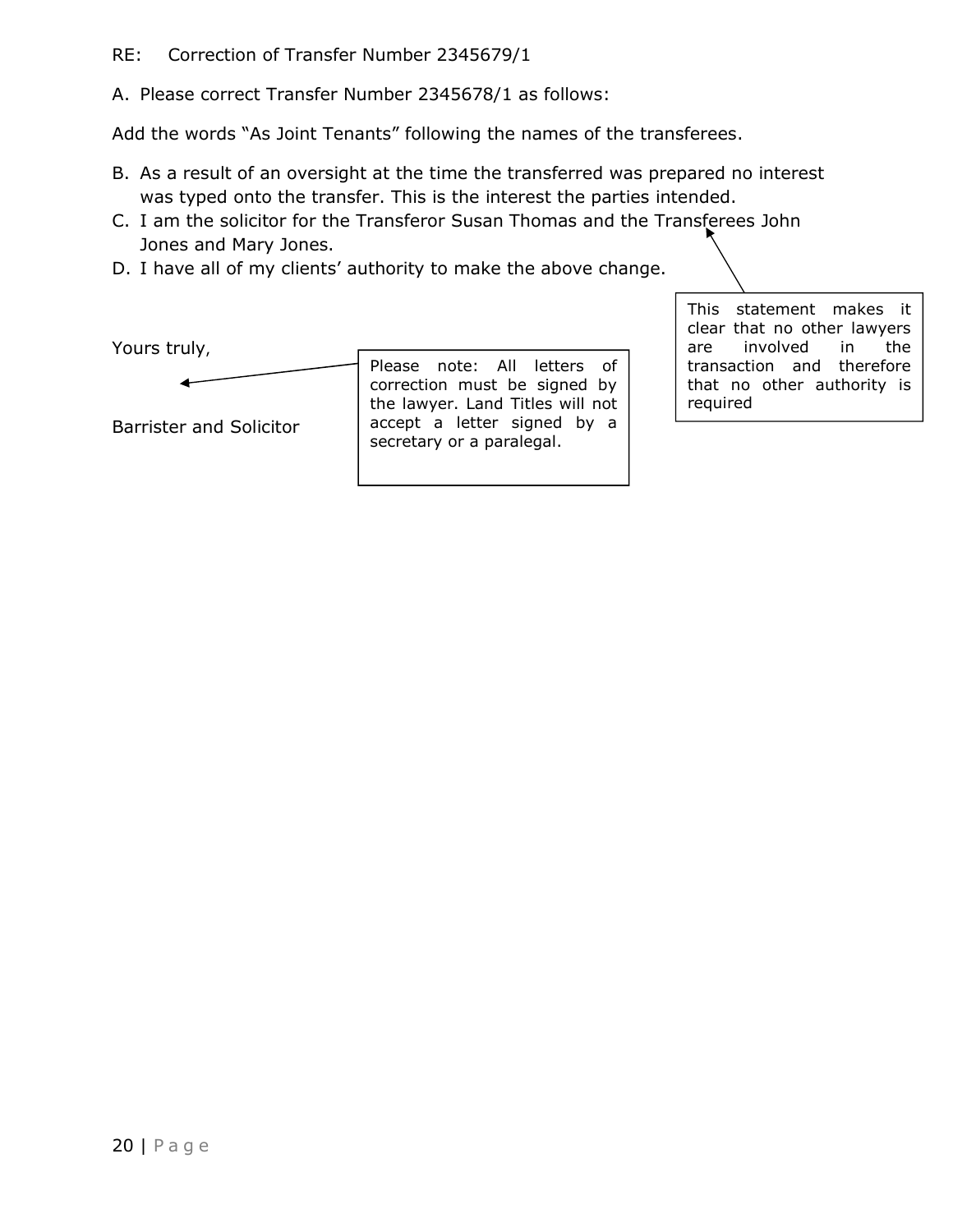RE: Correction of Transfer Number 2345679/1

A. Please correct Transfer Number 2345678/1 as follows:

Add the words "As Joint Tenants" following the names of the transferees.

B. As a result of an oversight at the time the transferred was prepared no interest was typed onto the transfer. This is the interest the parties intended.

C. I am the solicitor for the Transferor Susan Thomas and the Transferees John Jones and Mary Jones.

D. I have all of my clients' authority to make the above change.

> This statement makes it clear that no other lawyers are involved in the transaction and therefore that no other authority is required

Yours truly,

Barrister and Solicitor

> Please note: All letters of correction must be signed by the lawyer. Land Titles will not accept a letter signed by a secretary or a paralegal.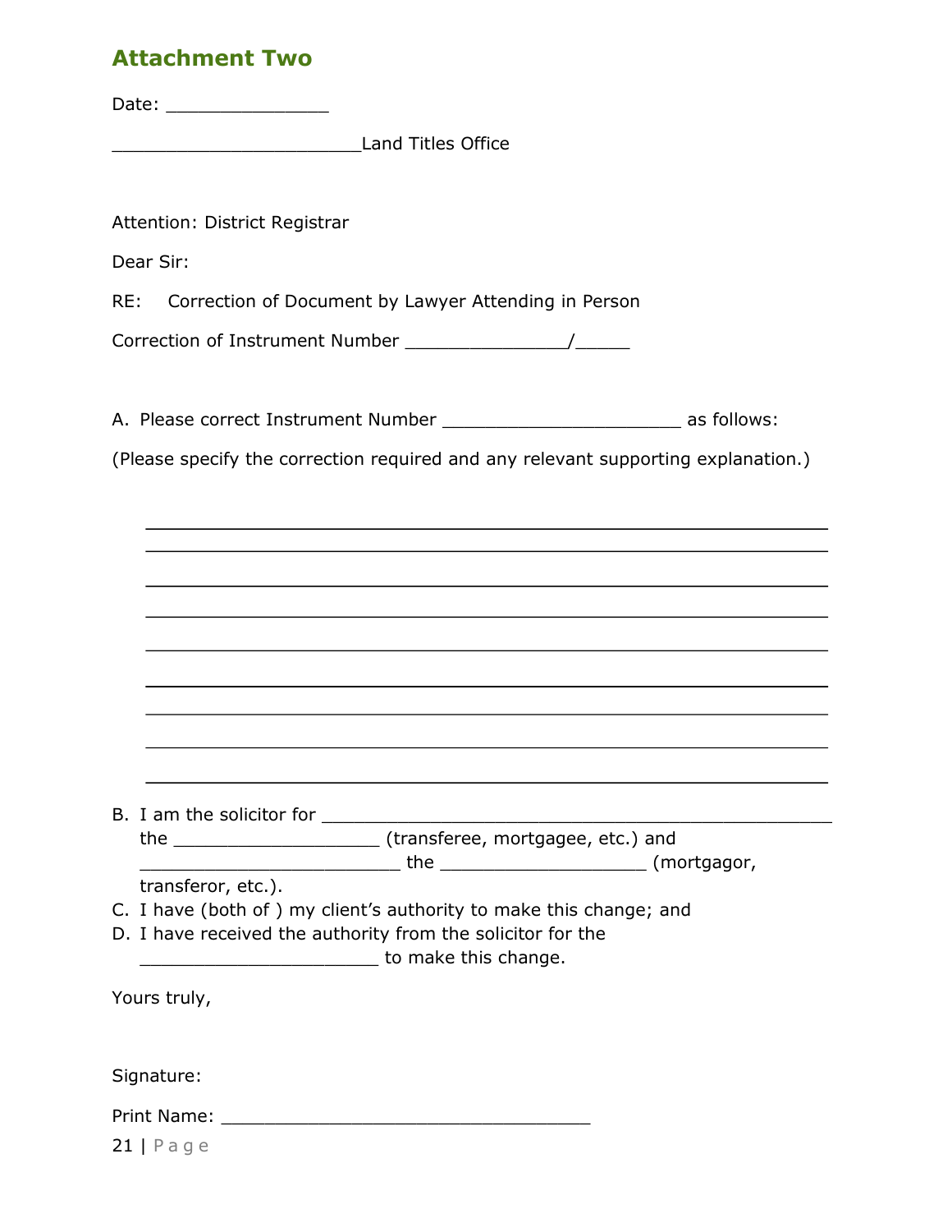## Attachment Two

Date: _______________

_______________________Land Titles Office

Attention: District Registrar

Dear Sir:

RE: Correction of Document by Lawyer Attending in Person

Correction of Instrument Number _______________/_____

A. Please correct Instrument Number ______________________ as follows:

(Please specify the correction required and any relevant supporting explanation.)

_______________________________________________________________

_______________________________________________________________

_______________________________________________________________

_______________________________________________________________

_______________________________________________________________

_______________________________________________________________

_______________________________________________________________

_______________________________________________________________

_______________________________________________________________

B. I am the solicitor for _____________________________________________ the ___________________ (transferee, mortgagee, etc.) and ________________________ the ___________________ (mortgagor, transferor, etc.).
C. I have (both of ) my client's authority to make this change; and
D. I have received the authority from the solicitor for the ______________________ to make this change.

Yours truly,

Signature:

Print Name: __________________________________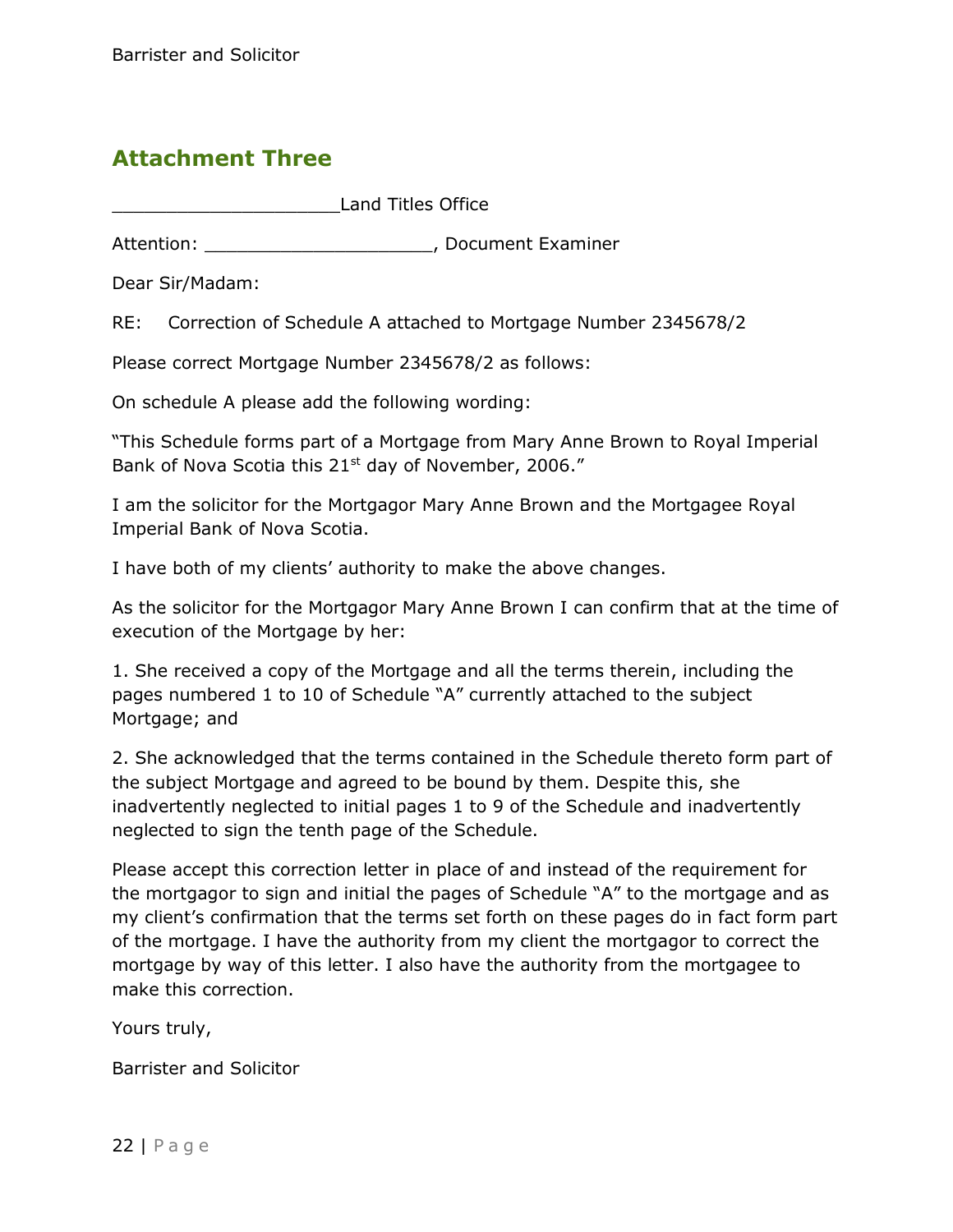Barrister and Solicitor

## Attachment Three

_____________________Land Titles Office

Attention: _____________________, Document Examiner

Dear Sir/Madam:

RE: Correction of Schedule A attached to Mortgage Number 2345678/2

Please correct Mortgage Number 2345678/2 as follows:

On schedule A please add the following wording:

"This Schedule forms part of a Mortgage from Mary Anne Brown to Royal Imperial Bank of Nova Scotia this 21st day of November, 2006."

I am the solicitor for the Mortgagor Mary Anne Brown and the Mortgagee Royal Imperial Bank of Nova Scotia.

I have both of my clients' authority to make the above changes.

As the solicitor for the Mortgagor Mary Anne Brown I can confirm that at the time of execution of the Mortgage by her:

1. She received a copy of the Mortgage and all the terms therein, including the pages numbered 1 to 10 of Schedule "A" currently attached to the subject Mortgage; and

2. She acknowledged that the terms contained in the Schedule thereto form part of the subject Mortgage and agreed to be bound by them. Despite this, she inadvertently neglected to initial pages 1 to 9 of the Schedule and inadvertently neglected to sign the tenth page of the Schedule.

Please accept this correction letter in place of and instead of the requirement for the mortgagor to sign and initial the pages of Schedule "A" to the mortgage and as my client's confirmation that the terms set forth on these pages do in fact form part of the mortgage. I have the authority from my client the mortgagor to correct the mortgage by way of this letter. I also have the authority from the mortgagee to make this correction.

Yours truly,

Barrister and Solicitor